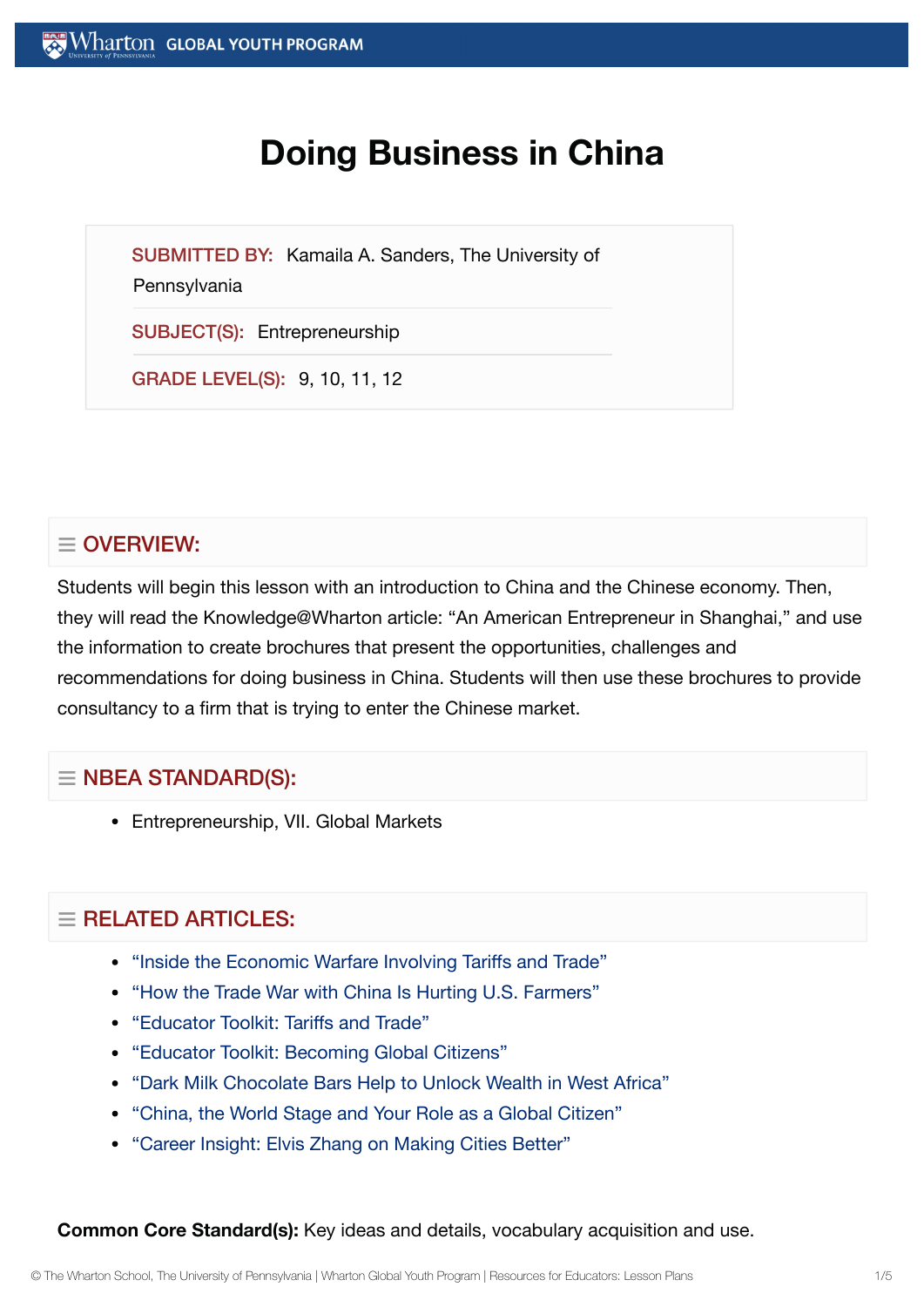# Doing Business in China

**SUBMITTED BY:** Kamaila A. Sanders, The University of Pennsylvania

**SUBJECT(S):** Entrepreneurship

**GRADE LEVEL(S):** 9, 10, 11, 12

## OVERVIEW:

Students will begin this lesson with an introduction to China and the Chinese economy. Then, they will read the Knowledge@Wharton article: "An American Entrepreneur in Shanghai," and use the information to create brochures that present the opportunities, challenges and recommendations for doing business in China. Students will then use these brochures to provide consultancy to a firm that is trying to enter the Chinese market.

## NBEA STANDARD(S):

- Entrepreneurship, VII. Global Markets

## RELATED ARTICLES:

- "Inside the Economic Warfare Involving Tariffs and Trade"
- "How the Trade War with China Is Hurting U.S. Farmers"
- "Educator Toolkit: Tariffs and Trade"
- "Educator Toolkit: Becoming Global Citizens"
- "Dark Milk Chocolate Bars Help to Unlock Wealth in West Africa"
- "China, the World Stage and Your Role as a Global Citizen"
- "Career Insight: Elvis Zhang on Making Cities Better"

**Common Core Standard(s):** Key ideas and details, vocabulary acquisition and use.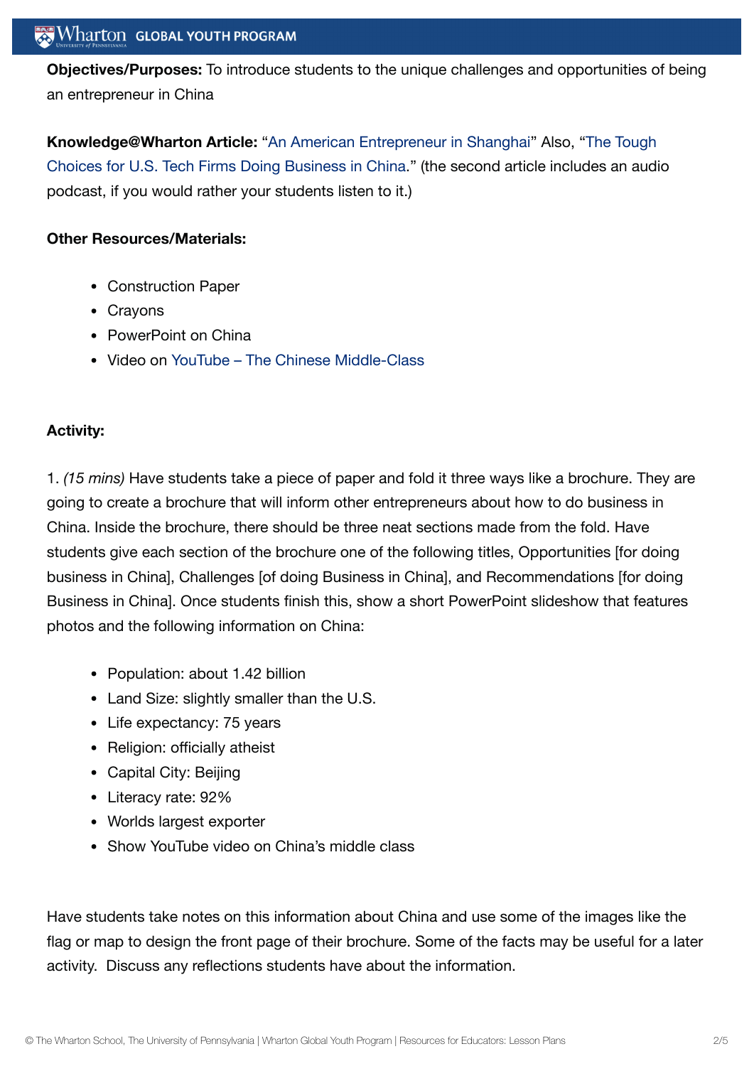**Objectives/Purposes:** To introduce students to the unique challenges and opportunities of being an entrepreneur in China

**Knowledge@Wharton Article:** "An American Entrepreneur in Shanghai" Also, "The Tough Choices for U.S. Tech Firms Doing Business in China." (the second article includes an audio podcast, if you would rather your students listen to it.)

**Other Resources/Materials:**

- Construction Paper
- Crayons
- PowerPoint on China
- Video on YouTube – The Chinese Middle-Class

**Activity:**

1. *(15 mins)* Have students take a piece of paper and fold it three ways like a brochure. They are going to create a brochure that will inform other entrepreneurs about how to do business in China. Inside the brochure, there should be three neat sections made from the fold. Have students give each section of the brochure one of the following titles, Opportunities [for doing business in China], Challenges [of doing Business in China], and Recommendations [for doing Business in China]. Once students finish this, show a short PowerPoint slideshow that features photos and the following information on China:

- Population: about 1.42 billion
- Land Size: slightly smaller than the U.S.
- Life expectancy: 75 years
- Religion: officially atheist
- Capital City: Beijing
- Literacy rate: 92%
- Worlds largest exporter
- Show YouTube video on China's middle class

Have students take notes on this information about China and use some of the images like the flag or map to design the front page of their brochure. Some of the facts may be useful for a later activity. Discuss any reflections students have about the information.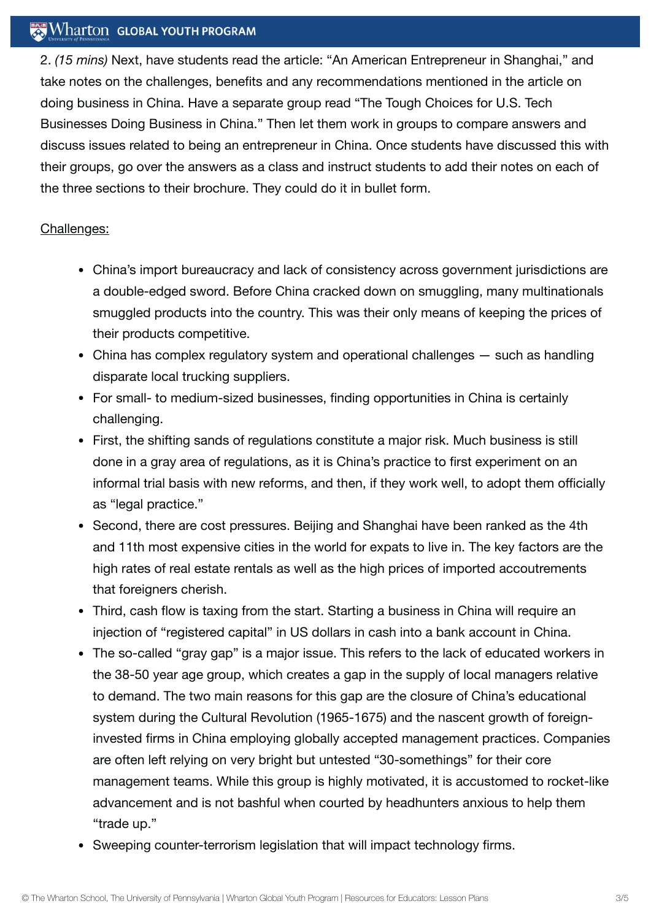2. *(15 mins)* Next, have students read the article: "An American Entrepreneur in Shanghai," and take notes on the challenges, benefits and any recommendations mentioned in the article on doing business in China. Have a separate group read "The Tough Choices for U.S. Tech Businesses Doing Business in China." Then let them work in groups to compare answers and discuss issues related to being an entrepreneur in China. Once students have discussed this with their groups, go over the answers as a class and instruct students to add their notes on each of the three sections to their brochure. They could do it in bullet form.

<u>Challenges:</u>

- China's import bureaucracy and lack of consistency across government jurisdictions are a double-edged sword. Before China cracked down on smuggling, many multinationals smuggled products into the country. This was their only means of keeping the prices of their products competitive.
- China has complex regulatory system and operational challenges — such as handling disparate local trucking suppliers.
- For small- to medium-sized businesses, finding opportunities in China is certainly challenging.
- First, the shifting sands of regulations constitute a major risk. Much business is still done in a gray area of regulations, as it is China's practice to first experiment on an informal trial basis with new reforms, and then, if they work well, to adopt them officially as "legal practice."
- Second, there are cost pressures. Beijing and Shanghai have been ranked as the 4th and 11th most expensive cities in the world for expats to live in. The key factors are the high rates of real estate rentals as well as the high prices of imported accoutrements that foreigners cherish.
- Third, cash flow is taxing from the start. Starting a business in China will require an injection of "registered capital" in US dollars in cash into a bank account in China.
- The so-called "gray gap" is a major issue. This refers to the lack of educated workers in the 38-50 year age group, which creates a gap in the supply of local managers relative to demand. The two main reasons for this gap are the closure of China's educational system during the Cultural Revolution (1965-1675) and the nascent growth of foreign-invested firms in China employing globally accepted management practices. Companies are often left relying on very bright but untested "30-somethings" for their core management teams. While this group is highly motivated, it is accustomed to rocket-like advancement and is not bashful when courted by headhunters anxious to help them "trade up."
- Sweeping counter-terrorism legislation that will impact technology firms.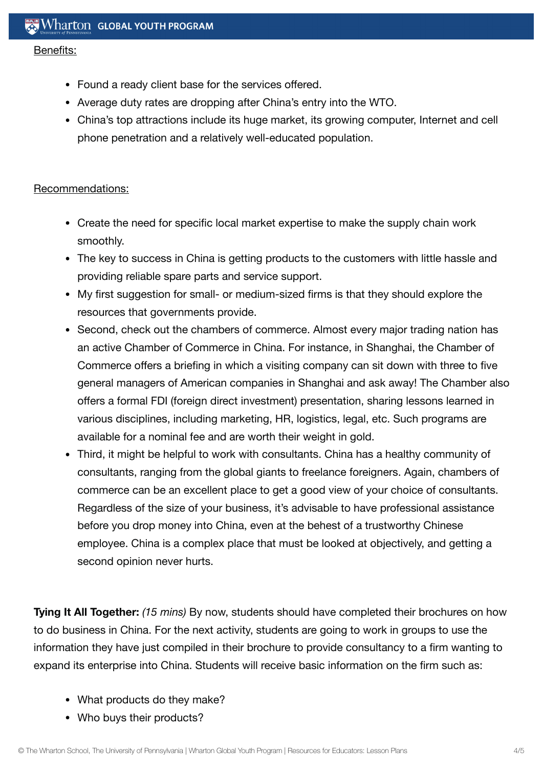Benefits:

- Found a ready client base for the services offered.
- Average duty rates are dropping after China's entry into the WTO.
- China's top attractions include its huge market, its growing computer, Internet and cell phone penetration and a relatively well-educated population.

Recommendations:

- Create the need for specific local market expertise to make the supply chain work smoothly.
- The key to success in China is getting products to the customers with little hassle and providing reliable spare parts and service support.
- My first suggestion for small- or medium-sized firms is that they should explore the resources that governments provide.
- Second, check out the chambers of commerce. Almost every major trading nation has an active Chamber of Commerce in China. For instance, in Shanghai, the Chamber of Commerce offers a briefing in which a visiting company can sit down with three to five general managers of American companies in Shanghai and ask away! The Chamber also offers a formal FDI (foreign direct investment) presentation, sharing lessons learned in various disciplines, including marketing, HR, logistics, legal, etc. Such programs are available for a nominal fee and are worth their weight in gold.
- Third, it might be helpful to work with consultants. China has a healthy community of consultants, ranging from the global giants to freelance foreigners. Again, chambers of commerce can be an excellent place to get a good view of your choice of consultants. Regardless of the size of your business, it's advisable to have professional assistance before you drop money into China, even at the behest of a trustworthy Chinese employee. China is a complex place that must be looked at objectively, and getting a second opinion never hurts.

**Tying It All Together:** *(15 mins)* By now, students should have completed their brochures on how to do business in China. For the next activity, students are going to work in groups to use the information they have just compiled in their brochure to provide consultancy to a firm wanting to expand its enterprise into China. Students will receive basic information on the firm such as:

- What products do they make?
- Who buys their products?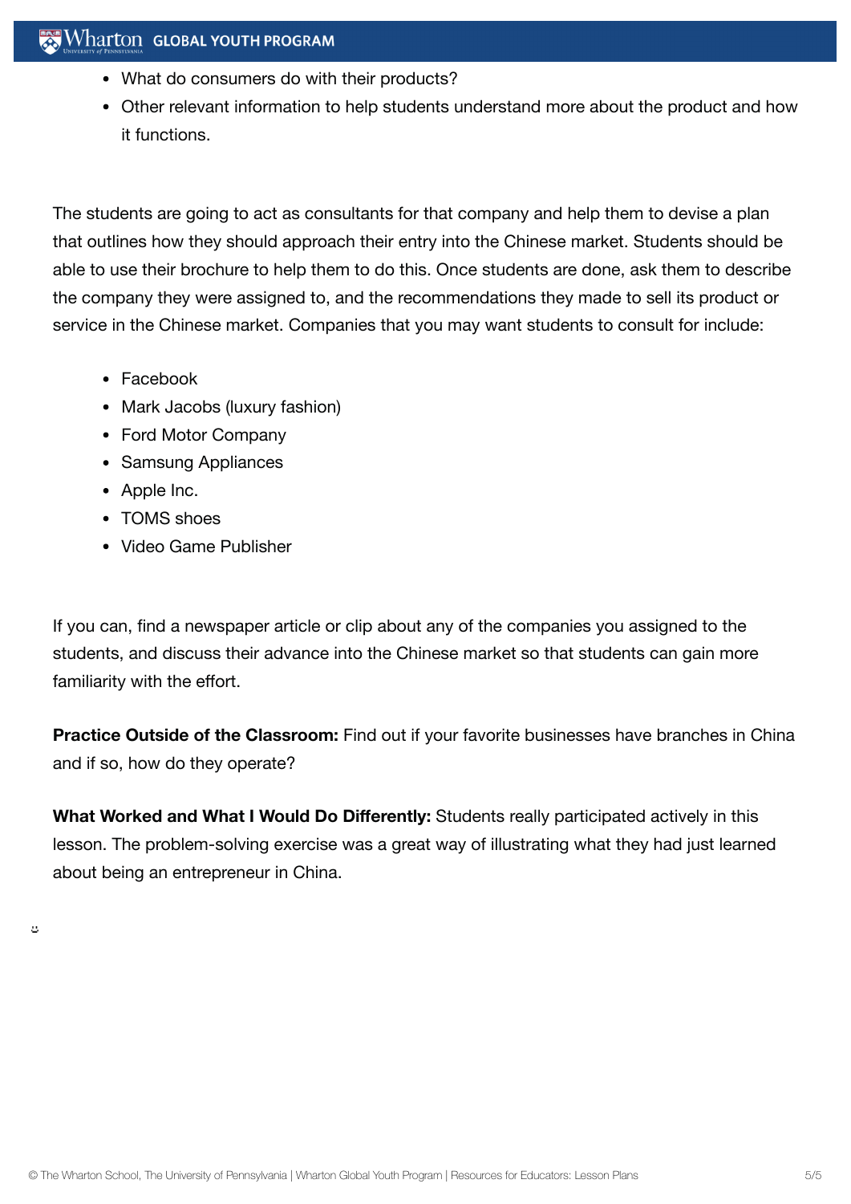- What do consumers do with their products?
- Other relevant information to help students understand more about the product and how it functions.

The students are going to act as consultants for that company and help them to devise a plan that outlines how they should approach their entry into the Chinese market. Students should be able to use their brochure to help them to do this. Once students are done, ask them to describe the company they were assigned to, and the recommendations they made to sell its product or service in the Chinese market. Companies that you may want students to consult for include:

- Facebook
- Mark Jacobs (luxury fashion)
- Ford Motor Company
- Samsung Appliances
- Apple Inc.
- TOMS shoes
- Video Game Publisher

If you can, find a newspaper article or clip about any of the companies you assigned to the students, and discuss their advance into the Chinese market so that students can gain more familiarity with the effort.

**Practice Outside of the Classroom:** Find out if your favorite businesses have branches in China and if so, how do they operate?

**What Worked and What I Would Do Differently:** Students really participated actively in this lesson. The problem-solving exercise was a great way of illustrating what they had just learned about being an entrepreneur in China.